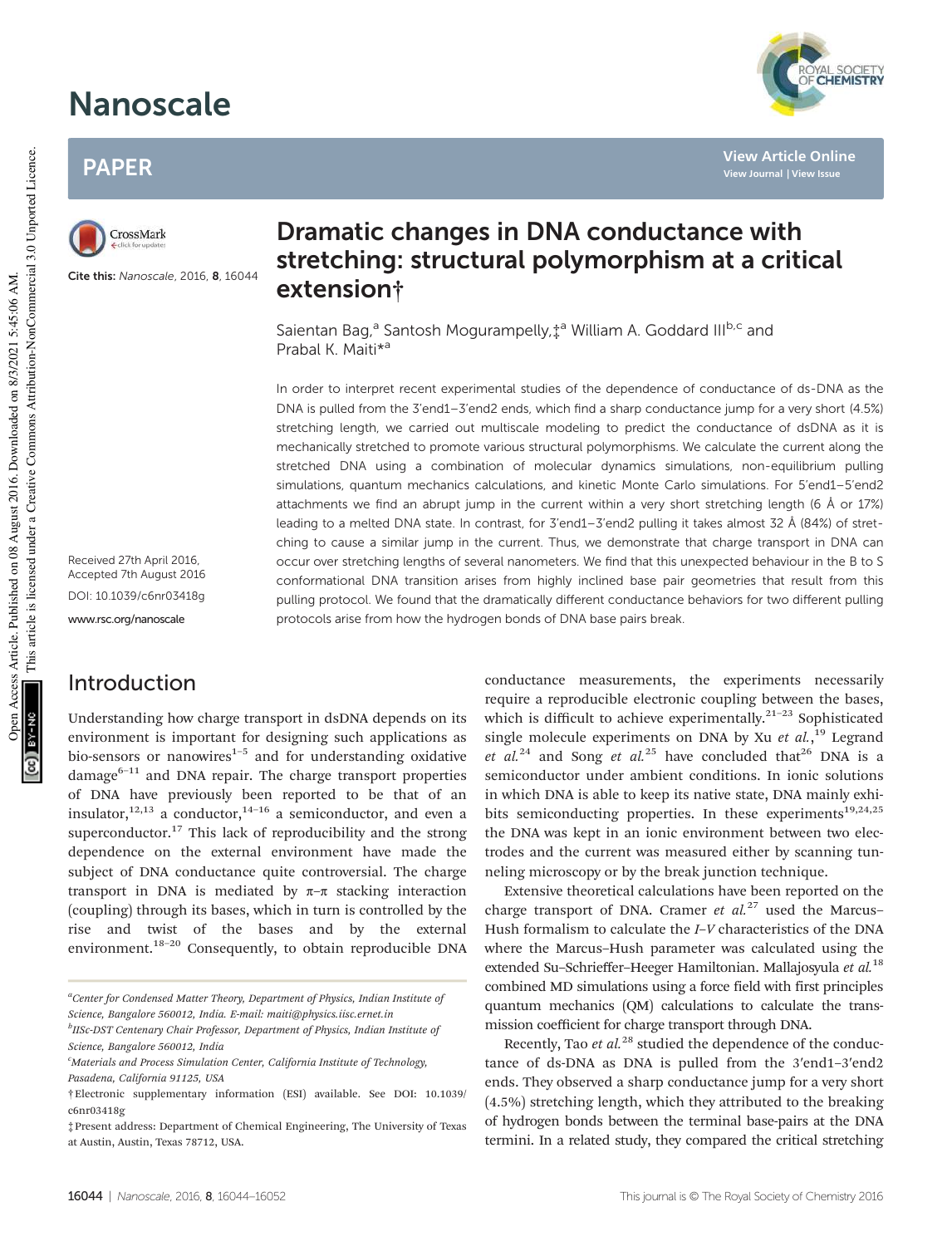# Dramatic changes in DNA conductance with stretching: structural polymorphism at a critical extension†

Saientan Bag,[a] Santosh Mogurampelly,‡[a] William A. Goddard III[b,c] and Prabal K. Maiti*[a]

Cite this: *Nanoscale*, 2016, **8**, 16044

Received 27th April 2016,
Accepted 7th August 2016

DOI: 10.1039/c6nr03418g

www.rsc.org/nanoscale

In order to interpret recent experimental studies of the dependence of conductance of ds-DNA as the DNA is pulled from the 3′end1–3′end2 ends, which find a sharp conductance jump for a very short (4.5%) stretching length, we carried out multiscale modeling to predict the conductance of dsDNA as it is mechanically stretched to promote various structural polymorphisms. We calculate the current along the stretched DNA using a combination of molecular dynamics simulations, non-equilibrium pulling simulations, quantum mechanics calculations, and kinetic Monte Carlo simulations. For 5′end1–5′end2 attachments we find an abrupt jump in the current within a very short stretching length (6 Å or 17%) leading to a melted DNA state. In contrast, for 3′end1–3′end2 pulling it takes almost 32 Å (84%) of stretching to cause a similar jump in the current. Thus, we demonstrate that charge transport in DNA can occur over stretching lengths of several nanometers. We find that this unexpected behaviour in the B to S conformational DNA transition arises from highly inclined base pair geometries that result from this pulling protocol. We found that the dramatically different conductance behaviors for two different pulling protocols arise from how the hydrogen bonds of DNA base pairs break.

## Introduction

Understanding how charge transport in dsDNA depends on its environment is important for designing such applications as bio-sensors or nanowires[1–5] and for understanding oxidative damage[6–11] and DNA repair. The charge transport properties of DNA have previously been reported to be that of an insulator,[12,13] a conductor,[14–16] a semiconductor, and even a superconductor.[17] This lack of reproducibility and the strong dependence on the external environment have made the subject of DNA conductance quite controversial. The charge transport in DNA is mediated by π–π stacking interaction (coupling) through its bases, which in turn is controlled by the rise and twist of the bases and by the external environment.[18–20] Consequently, to obtain reproducible DNA conductance measurements, the experiments necessarily require a reproducible electronic coupling between the bases, which is difficult to achieve experimentally.[21–23] Sophisticated single molecule experiments on DNA by Xu *et al.*,[19] Legrand *et al.*[24] and Song *et al.*[25] have concluded that[26] DNA is a semiconductor under ambient conditions. In ionic solutions in which DNA is able to keep its native state, DNA mainly exhibits semiconducting properties. In these experiments[19,24,25] the DNA was kept in an ionic environment between two electrodes and the current was measured either by scanning tunneling microscopy or by the break junction technique.

Extensive theoretical calculations have been reported on the charge transport of DNA. Cramer *et al.*[27] used the Marcus–Hush formalism to calculate the *I*–*V* characteristics of the DNA where the Marcus–Hush parameter was calculated using the extended Su–Schrieffer–Heeger Hamiltonian. Mallajosyula *et al.*[18] combined MD simulations using a force field with first principles quantum mechanics (QM) calculations to calculate the transmission coefficient for charge transport through DNA.

Recently, Tao *et al.*[28] studied the dependence of the conductance of ds-DNA as DNA is pulled from the 3′end1–3′end2 ends. They observed a sharp conductance jump for a very short (4.5%) stretching length, which they attributed to the breaking of hydrogen bonds between the terminal base-pairs at the DNA termini. In a related study, they compared the critical stretching

---

[a] Center for Condensed Matter Theory, Department of Physics, Indian Institute of Science, Bangalore 560012, India. E-mail: maiti@physics.iisc.ernet.in

[b] IISc-DST Centenary Chair Professor, Department of Physics, Indian Institute of Science, Bangalore 560012, India

[c] Materials and Process Simulation Center, California Institute of Technology, Pasadena, California 91125, USA

† Electronic supplementary information (ESI) available. See DOI: 10.1039/c6nr03418g

‡ Present address: Department of Chemical Engineering, The University of Texas at Austin, Austin, Texas 78712, USA.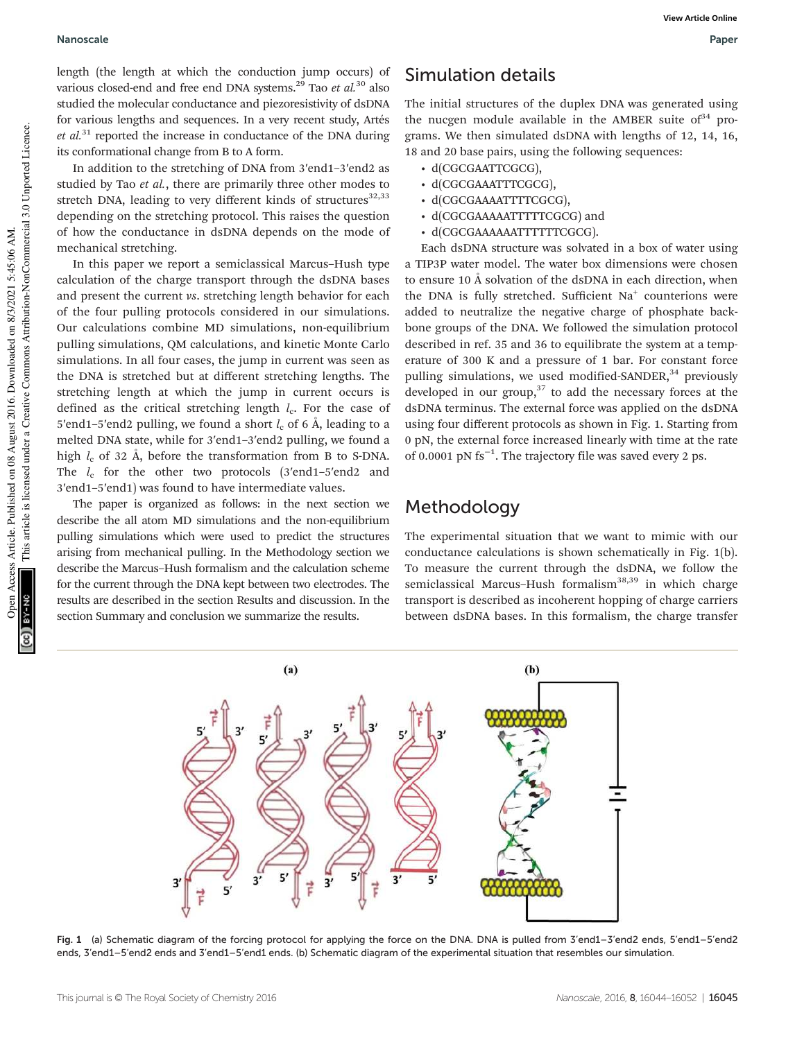length (the length at which the conduction jump occurs) of various closed-end and free end DNA systems.[29] Tao *et al.*[30] also studied the molecular conductance and piezoresistivity of dsDNA for various lengths and sequences. In a very recent study, Artés *et al.*[31] reported the increase in conductance of the DNA during its conformational change from B to A form.

In addition to the stretching of DNA from 3′end1–3′end2 as studied by Tao *et al.*, there are primarily three other modes to stretch DNA, leading to very different kinds of structures[32,33] depending on the stretching protocol. This raises the question of how the conductance in dsDNA depends on the mode of mechanical stretching.

In this paper we report a semiclassical Marcus–Hush type calculation of the charge transport through the dsDNA bases and present the current *vs.* stretching length behavior for each of the four pulling protocols considered in our simulations. Our calculations combine MD simulations, non-equilibrium pulling simulations, QM calculations, and kinetic Monte Carlo simulations. In all four cases, the jump in current was seen as the DNA is stretched but at different stretching lengths. The stretching length at which the jump in current occurs is defined as the critical stretching length $l_c$. For the case of 5′end1–5′end2 pulling, we found a short $l_c$ of 6 Å, leading to a melted DNA state, while for 3′end1–3′end2 pulling, we found a high $l_c$ of 32 Å, before the transformation from B to S-DNA. The $l_c$ for the other two protocols (3′end1–5′end2 and 3′end1–5′end1) was found to have intermediate values.

The paper is organized as follows: in the next section we describe the all atom MD simulations and the non-equilibrium pulling simulations which were used to predict the structures arising from mechanical pulling. In the Methodology section we describe the Marcus–Hush formalism and the calculation scheme for the current through the DNA kept between two electrodes. The results are described in the section Results and discussion. In the section Summary and conclusion we summarize the results.

## Simulation details

The initial structures of the duplex DNA was generated using the nucgen module available in the AMBER suite of[34] programs. We then simulated dsDNA with lengths of 12, 14, 16, 18 and 20 base pairs, using the following sequences:

- d(CGCGAATTCGCG),
- d(CGCGAAATTTCGCG),
- d(CGCGAAAATTTTCGCG),
- d(CGCGAAAAATTTTTCGCG) and
- d(CGCGAAAAAATTTTTTCGCG).

Each dsDNA structure was solvated in a box of water using a TIP3P water model. The water box dimensions were chosen to ensure 10 Å solvation of the dsDNA in each direction, when the DNA is fully stretched. Sufficient $Na^+$ counterions were added to neutralize the negative charge of phosphate backbone groups of the DNA. We followed the simulation protocol described in ref. 35 and 36 to equilibrate the system at a temperature of 300 K and a pressure of 1 bar. For constant force pulling simulations, we used modified-SANDER,[34] previously developed in our group,[37] to add the necessary forces at the dsDNA terminus. The external force was applied on the dsDNA using four different protocols as shown in Fig. 1. Starting from 0 pN, the external force increased linearly with time at the rate of 0.0001 pN $fs^{-1}$. The trajectory file was saved every 2 ps.

## Methodology

The experimental situation that we want to mimic with our conductance calculations is shown schematically in Fig. 1(b). To measure the current through the dsDNA, we follow the semiclassical Marcus–Hush formalism[38,39] in which charge transport is described as incoherent hopping of charge carriers between dsDNA bases. In this formalism, the charge transfer

Fig. 1 (a) Schematic diagram of the forcing protocol for applying the force on the DNA. DNA is pulled from 3′end1–3′end2 ends, 5′end1–5′end2 ends, 3′end1–5′end2 ends and 3′end1–5′end1 ends. (b) Schematic diagram of the experimental situation that resembles our simulation.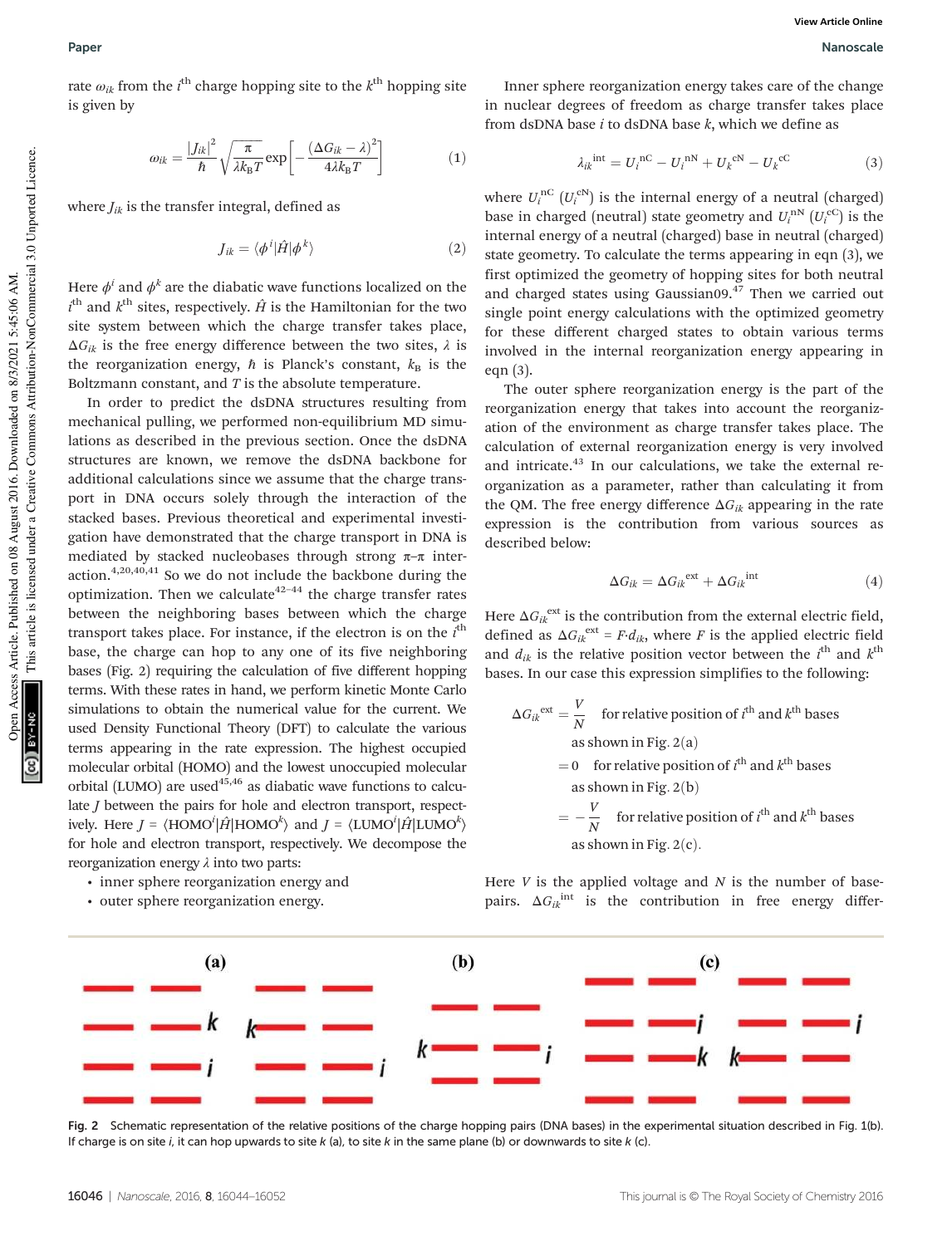rate $\omega_{ik}$ from the $i^{\text{th}}$ charge hopping site to the $k^{\text{th}}$ hopping site is given by

$$\omega_{ik} = \frac{|J_{ik}|^2}{\hbar}\sqrt{\frac{\pi}{\lambda k_B T}}\exp\left[-\frac{(\Delta G_{ik}-\lambda)^2}{4\lambda k_B T}\right] \quad (1)$$

where $J_{ik}$ is the transfer integral, defined as

$$J_{ik} = \langle \phi^i | \hat{H} | \phi^k \rangle \quad (2)$$

Here $\phi^i$ and $\phi^k$ are the diabatic wave functions localized on the $i^{\text{th}}$ and $k^{\text{th}}$ sites, respectively. $\hat{H}$ is the Hamiltonian for the two site system between which the charge transfer takes place, $\Delta G_{ik}$ is the free energy difference between the two sites, $\lambda$ is the reorganization energy, $\hbar$ is Planck's constant, $k_B$ is the Boltzmann constant, and $T$ is the absolute temperature.

In order to predict the dsDNA structures resulting from mechanical pulling, we performed non-equilibrium MD simulations as described in the previous section. Once the dsDNA structures are known, we remove the dsDNA backbone for additional calculations since we assume that the charge transport in DNA occurs solely through the interaction of the stacked bases. Previous theoretical and experimental investigation have demonstrated that the charge transport in DNA is mediated by stacked nucleobases through strong π–π interaction.[4,20,40,41] So we do not include the backbone during the optimization. Then we calculate[42–44] the charge transfer rates between the neighboring bases between which the charge transport takes place. For instance, if the electron is on the $i^{\text{th}}$ base, the charge can hop to any one of its five neighboring bases (Fig. 2) requiring the calculation of five different hopping terms. With these rates in hand, we perform kinetic Monte Carlo simulations to obtain the numerical value for the current. We used Density Functional Theory (DFT) to calculate the various terms appearing in the rate expression. The highest occupied molecular orbital (HOMO) and the lowest unoccupied molecular orbital (LUMO) are used[45,46] as diabatic wave functions to calculate $J$ between the pairs for hole and electron transport, respectively. Here $J = \langle \text{HOMO}^i | \hat{H} | \text{HOMO}^k \rangle$ and $J = \langle \text{LUMO}^i | \hat{H} | \text{LUMO}^k \rangle$ for hole and electron transport, respectively. We decompose the reorganization energy $\lambda$ into two parts:

- inner sphere reorganization energy and
- outer sphere reorganization energy.

Inner sphere reorganization energy takes care of the change in nuclear degrees of freedom as charge transfer takes place from dsDNA base $i$ to dsDNA base $k$, which we define as

$$\lambda_{ik}^{\text{int}} = U_i^{\text{nC}} - U_i^{\text{nN}} + U_k^{\text{cN}} - U_k^{\text{cC}} \quad (3)$$

where $U_i^{\text{nC}}$ ($U_i^{\text{cN}}$) is the internal energy of a neutral (charged) base in charged (neutral) state geometry and $U_i^{\text{nN}}$ ($U_i^{\text{cC}}$) is the internal energy of a neutral (charged) base in neutral (charged) state geometry. To calculate the terms appearing in eqn (3), we first optimized the geometry of hopping sites for both neutral and charged states using Gaussian09.[47] Then we carried out single point energy calculations with the optimized geometry for these different charged states to obtain various terms involved in the internal reorganization energy appearing in eqn (3).

The outer sphere reorganization energy is the part of the reorganization energy that takes into account the reorganization of the environment as charge transfer takes place. The calculation of external reorganization energy is very involved and intricate.[43] In our calculations, we take the external reorganization as a parameter, rather than calculating it from the QM. The free energy difference $\Delta G_{ik}$ appearing in the rate expression is the contribution from various sources as described below:

$$\Delta G_{ik} = \Delta G_{ik}^{\text{ext}} + \Delta G_{ik}^{\text{int}} \quad (4)$$

Here $\Delta G_{ik}^{\text{ext}}$ is the contribution from the external electric field, defined as $\Delta G_{ik}^{\text{ext}} = F \cdot d_{ik}$, where $F$ is the applied electric field and $d_{ik}$ is the relative position vector between the $i^{\text{th}}$ and $k^{\text{th}}$ bases. In our case this expression simplifies to the following:

$$\Delta G_{ik}^{\text{ext}} = \frac{V}{N} \quad \text{for relative position of } i^{\text{th}} \text{ and } k^{\text{th}} \text{ bases as shown in Fig. 2(a)}$$

$$= 0 \quad \text{for relative position of } i^{\text{th}} \text{ and } k^{\text{th}} \text{ bases as shown in Fig. 2(b)}$$

$$= -\frac{V}{N} \quad \text{for relative position of } i^{\text{th}} \text{ and } k^{\text{th}} \text{ bases as shown in Fig. 2(c).}$$

Here $V$ is the applied voltage and $N$ is the number of basepairs. $\Delta G_{ik}^{\text{int}}$ is the contribution in free energy differ-

Fig. 2 Schematic representation of the relative positions of the charge hopping pairs (DNA bases) in the experimental situation described in Fig. 1(b). If charge is on site $i$, it can hop upwards to site $k$ (a), to site $k$ in the same plane (b) or downwards to site $k$ (c).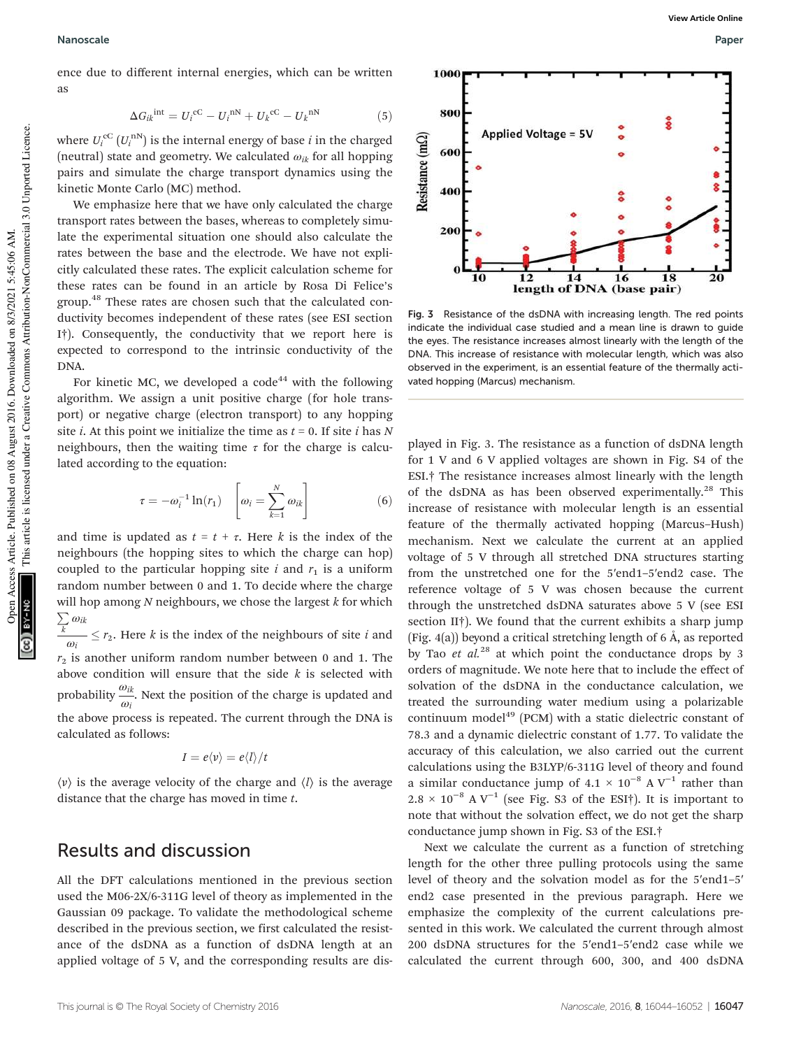ence due to different internal energies, which can be written as

$$\Delta G_{ik}^{\text{int}} = U_i^{\text{cC}} - U_i^{\text{nN}} + U_k^{\text{cC}} - U_k^{\text{nN}} \quad (5)$$

where $U_i^{\text{cC}}$ ($U_i^{\text{nN}}$) is the internal energy of base $i$ in the charged (neutral) state and geometry. We calculated $\omega_{ik}$ for all hopping pairs and simulate the charge transport dynamics using the kinetic Monte Carlo (MC) method.

We emphasize here that we have only calculated the charge transport rates between the bases, whereas to completely simulate the experimental situation one should also calculate the rates between the base and the electrode. We have not explicitly calculated these rates. The explicit calculation scheme for these rates can be found in an article by Rosa Di Felice's group.[48] These rates are chosen such that the calculated conductivity becomes independent of these rates (see ESI section I†). Consequently, the conductivity that we report here is expected to correspond to the intrinsic conductivity of the DNA.

For kinetic MC, we developed a code[44] with the following algorithm. We assign a unit positive charge (for hole transport) or negative charge (for electron transport) to any hopping site $i$. At this point we initialize the time as $t = 0$. If site $i$ has $N$ neighbours, then the waiting time $\tau$ for the charge is calculated according to the equation:

$$\tau = -\omega_i^{-1} \ln(r_1) \quad \left[\omega_i = \sum_{k=1}^{N} \omega_{ik}\right] \quad (6)$$

and time is updated as $t = t + \tau$. Here $k$ is the index of the neighbours (the hopping sites to which the charge can hop) coupled to the particular hopping site $i$ and $r_1$ is a uniform random number between 0 and 1. To decide where the charge will hop among $N$ neighbours, we chose the largest $k$ for which $\frac{\sum_k \omega_{ik}}{\omega_i} \leq r_2$. Here $k$ is the index of the neighbours of site $i$ and $r_2$ is another uniform random number between 0 and 1. The above condition will ensure that the side $k$ is selected with probability $\frac{\omega_{ik}}{\omega_i}$. Next the position of the charge is updated and the above process is repeated. The current through the DNA is calculated as follows:

$$I = e\langle v\rangle = e\langle l\rangle / t$$

$\langle v\rangle$ is the average velocity of the charge and $\langle l\rangle$ is the average distance that the charge has moved in time $t$.

## Results and discussion

All the DFT calculations mentioned in the previous section used the M06-2X/6-311G level of theory as implemented in the Gaussian 09 package. To validate the methodological scheme described in the previous section, we first calculated the resistance of the dsDNA as a function of dsDNA length at an applied voltage of 5 V, and the corresponding results are displayed in Fig. 3. The resistance as a function of dsDNA length for 1 V and 6 V applied voltages are shown in Fig. S4 of the ESI.† The resistance increases almost linearly with the length of the dsDNA as has been observed experimentally.[28] This increase of resistance with molecular length is an essential feature of the thermally activated hopping (Marcus–Hush) mechanism. Next we calculate the current at an applied voltage of 5 V through all stretched DNA structures starting from the unstretched one for the 5′end1–5′end2 case. The reference voltage of 5 V was chosen because the current through the unstretched dsDNA saturates above 5 V (see ESI section II†). We found that the current exhibits a sharp jump (Fig. 4(a)) beyond a critical stretching length of 6 Å, as reported by Tao *et al.*[28] at which point the conductance drops by 3 orders of magnitude. We note here that to include the effect of solvation of the dsDNA in the conductance calculation, we treated the surrounding water medium using a polarizable continuum model[49] (PCM) with a static dielectric constant of 78.3 and a dynamic dielectric constant of 1.77. To validate the accuracy of this calculation, we also carried out the current calculations using the B3LYP/6-311G level of theory and found a similar conductance jump of $4.1 \times 10^{-8}$ A V$^{-1}$ rather than $2.8 \times 10^{-8}$ A V$^{-1}$ (see Fig. S3 of the ESI†). It is important to note that without the solvation effect, we do not get the sharp conductance jump shown in Fig. S3 of the ESI.†

Fig. 3 Resistance of the dsDNA with increasing length. The red points indicate the individual case studied and a mean line is drawn to guide the eyes. The resistance increases almost linearly with the length of the DNA. This increase of resistance with molecular length, which was also observed in the experiment, is an essential feature of the thermally activated hopping (Marcus) mechanism.

Next we calculate the current as a function of stretching length for the other three pulling protocols using the same level of theory and the solvation model as for the 5′end1–5′end2 case presented in the previous paragraph. Here we emphasize the complexity of the current calculations presented in this work. We calculated the current through almost 200 dsDNA structures for the 5′end1–5′end2 case while we calculated the current through 600, 300, and 400 dsDNA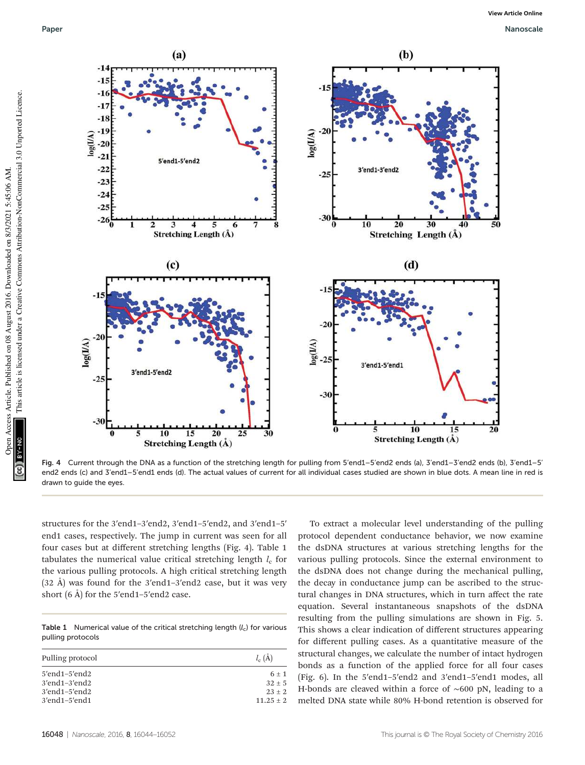Fig. 4 Current through the DNA as a function of the stretching length for pulling from 5′end1–5′end2 ends (a), 3′end1–3′end2 ends (b), 3′end1–5′end2 ends (c) and 3′end1–5′end1 ends (d). The actual values of current for all individual cases studied are shown in blue dots. A mean line in red is drawn to guide the eyes.

structures for the 3′end1–3′end2, 3′end1–5′end2, and 3′end1–5′end1 cases, respectively. The jump in current was seen for all four cases but at different stretching lengths (Fig. 4). Table 1 tabulates the numerical value critical stretching length $l_c$ for the various pulling protocols. A high critical stretching length (32 Å) was found for the 3′end1–3′end2 case, but it was very short (6 Å) for the 5′end1–5′end2 case.

Table 1 Numerical value of the critical stretching length ($l_c$) for various pulling protocols

| Pulling protocol | $l_c$ (Å) |
|---|---|
| 5′end1–5′end2 | 6 ± 1 |
| 3′end1–3′end2 | 32 ± 5 |
| 3′end1–5′end2 | 23 ± 2 |
| 3′end1–5′end1 | 11.25 ± 2 |

To extract a molecular level understanding of the pulling protocol dependent conductance behavior, we now examine the dsDNA structures at various stretching lengths for the various pulling protocols. Since the external environment to the dsDNA does not change during the mechanical pulling, the decay in conductance jump can be ascribed to the structural changes in DNA structures, which in turn affect the rate equation. Several instantaneous snapshots of the dsDNA resulting from the pulling simulations are shown in Fig. 5. This shows a clear indication of different structures appearing for different pulling cases. As a quantitative measure of the structural changes, we calculate the number of intact hydrogen bonds as a function of the applied force for all four cases (Fig. 6). In the 5′end1–5′end2 and 3′end1–5′end1 modes, all H-bonds are cleaved within a force of ~600 pN, leading to a melted DNA state while 80% H-bond retention is observed for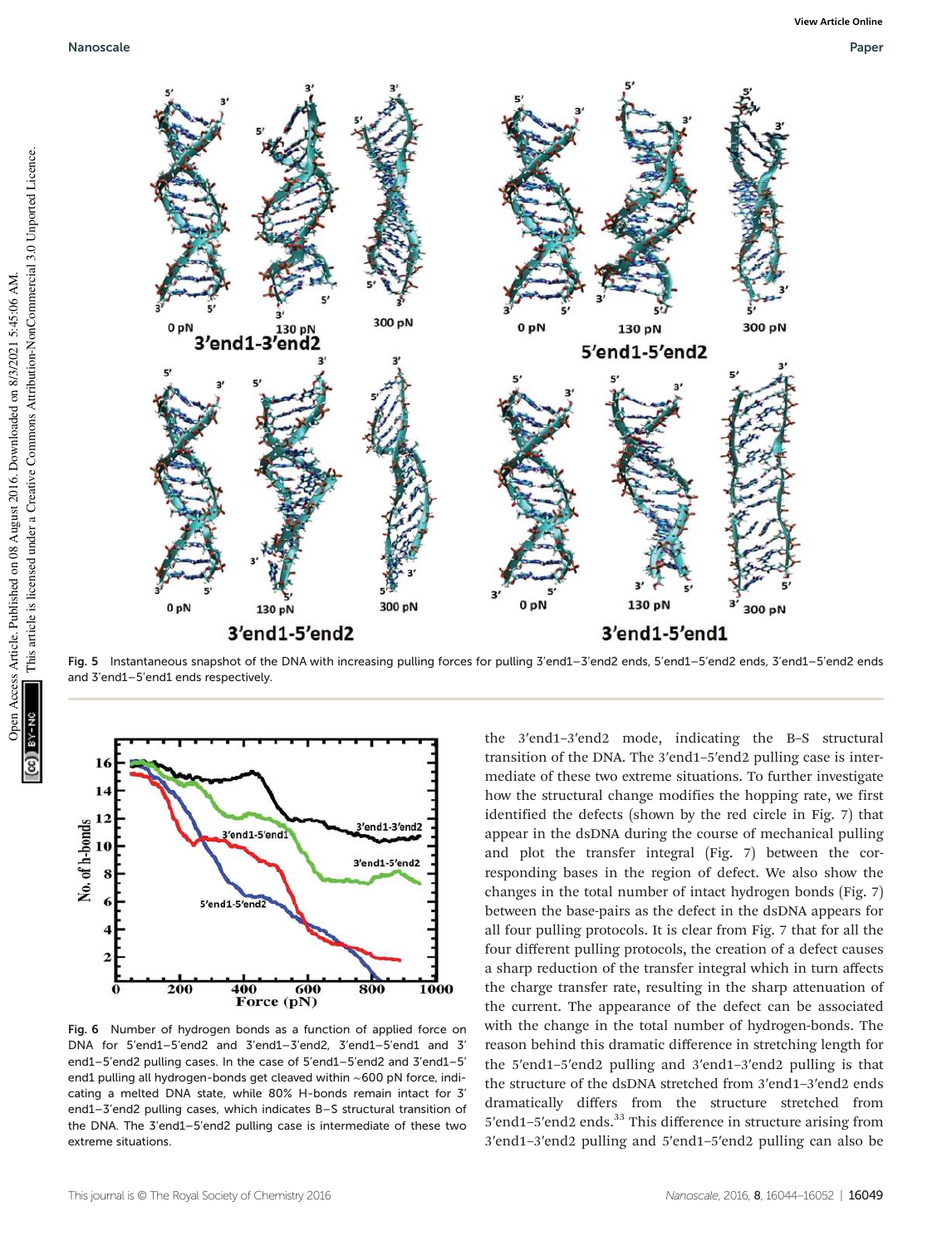Fig. 5 Instantaneous snapshot of the DNA with increasing pulling forces for pulling 3′end1–3′end2 ends, 5′end1–5′end2 ends, 3′end1–5′end2 ends and 3′end1–5′end1 ends respectively.

Fig. 6 Number of hydrogen bonds as a function of applied force on DNA for 5′end1–5′end2 and 3′end1–3′end2, 3′end1–5′end1 and 3′end1–5′end2 pulling cases. In the case of 5′end1–5′end2 and 3′end1–5′end1 pulling all hydrogen-bonds get cleaved within ~600 pN force, indicating a melted DNA state, while 80% H-bonds remain intact for 3′end1–3′end2 pulling cases, which indicates B–S structural transition of the DNA. The 3′end1–5′end2 pulling case is intermediate of these two extreme situations.

the 3′end1–3′end2 mode, indicating the B–S structural transition of the DNA. The 3′end1–5′end2 pulling case is intermediate of these two extreme situations. To further investigate how the structural change modifies the hopping rate, we first identified the defects (shown by the red circle in Fig. 7) that appear in the dsDNA during the course of mechanical pulling and plot the transfer integral (Fig. 7) between the corresponding bases in the region of defect. We also show the changes in the total number of intact hydrogen bonds (Fig. 7) between the base-pairs as the defect in the dsDNA appears for all four pulling protocols. It is clear from Fig. 7 that for all the four different pulling protocols, the creation of a defect causes a sharp reduction of the transfer integral which in turn affects the charge transfer rate, resulting in the sharp attenuation of the current. The appearance of the defect can be associated with the change in the total number of hydrogen-bonds. The reason behind this dramatic difference in stretching length for the 5′end1–5′end2 pulling and 3′end1–3′end2 pulling is that the structure of the dsDNA stretched from 3′end1–3′end2 ends dramatically differs from the structure stretched from 5′end1–5′end2 ends.[33] This difference in structure arising from 3′end1–3′end2 pulling and 5′end1–5′end2 pulling can also be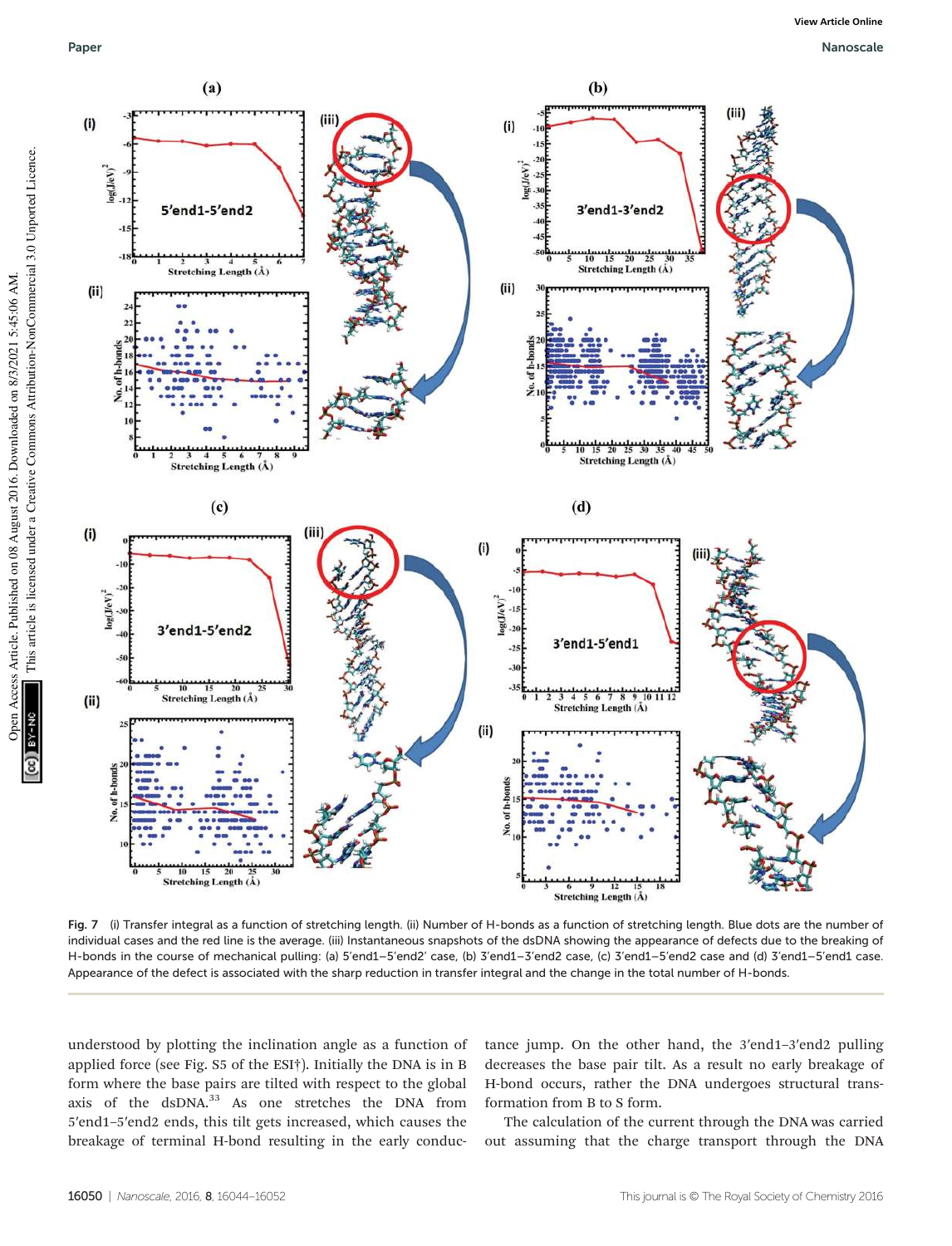Fig. 7 (i) Transfer integral as a function of stretching length. (ii) Number of H-bonds as a function of stretching length. Blue dots are the number of individual cases and the red line is the average. (iii) Instantaneous snapshots of the dsDNA showing the appearance of defects due to the breaking of H-bonds in the course of mechanical pulling: (a) 5′end1–5′end2′ case, (b) 3′end1–3′end2 case, (c) 3′end1–5′end2 case and (d) 3′end1–5′end1 case. Appearance of the defect is associated with the sharp reduction in transfer integral and the change in the total number of H-bonds.

understood by plotting the inclination angle as a function of applied force (see Fig. S5 of the ESI†). Initially the DNA is in B form where the base pairs are tilted with respect to the global axis of the dsDNA.[33] As one stretches the DNA from 5′end1–5′end2 ends, this tilt gets increased, which causes the breakage of terminal H-bond resulting in the early conductance jump. On the other hand, the 3′end1–3′end2 pulling decreases the base pair tilt. As a result no early breakage of H-bond occurs, rather the DNA undergoes structural transformation from B to S form.

The calculation of the current through the DNA was carried out assuming that the charge transport through the DNA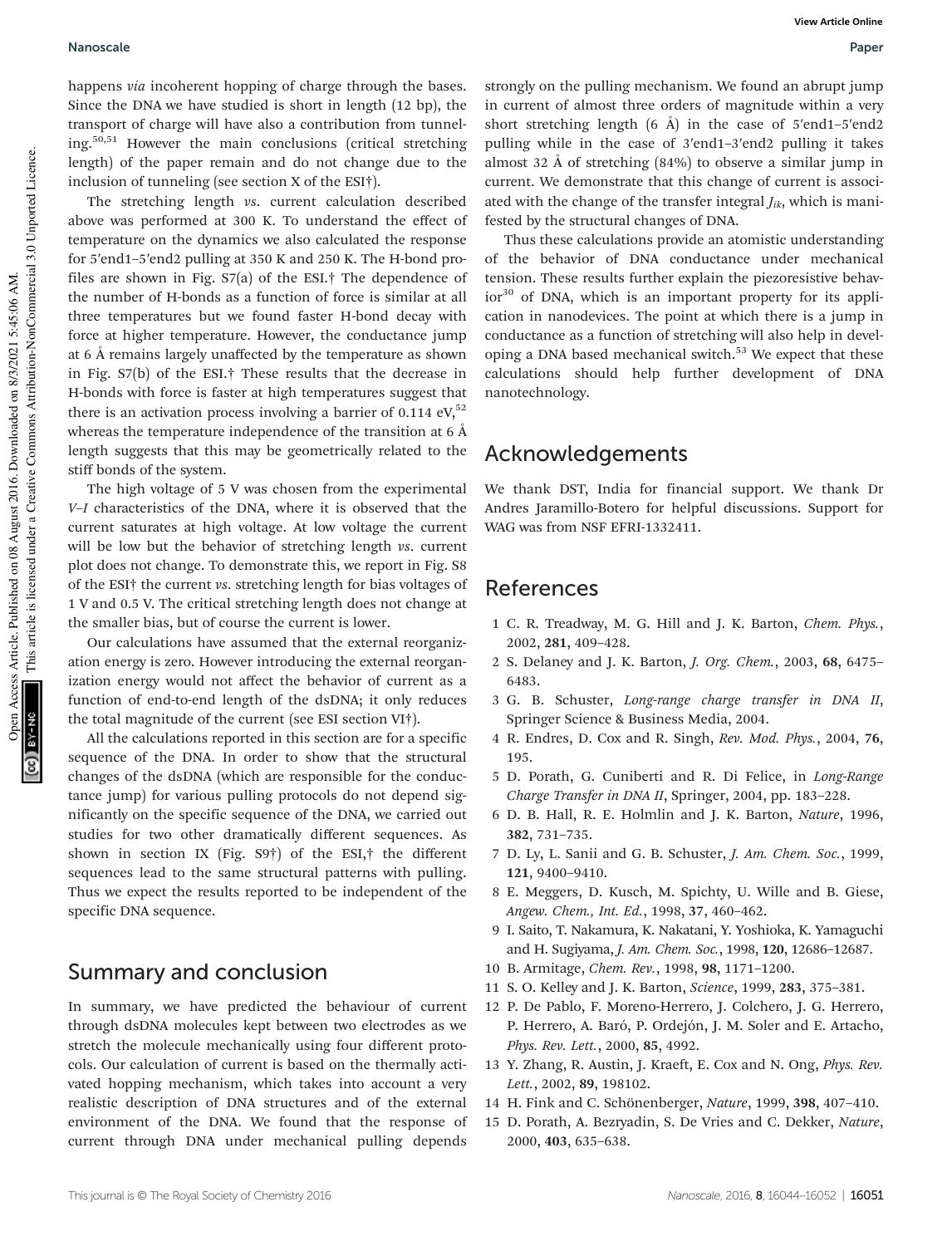happens *via* incoherent hopping of charge through the bases. Since the DNA we have studied is short in length (12 bp), the transport of charge will have also a contribution from tunneling.[50,51] However the main conclusions (critical stretching length) of the paper remain and do not change due to the inclusion of tunneling (see section X of the ESI†).

The stretching length *vs.* current calculation described above was performed at 300 K. To understand the effect of temperature on the dynamics we also calculated the response for 5′end1–5′end2 pulling at 350 K and 250 K. The H-bond profiles are shown in Fig. S7(a) of the ESI.† The dependence of the number of H-bonds as a function of force is similar at all three temperatures but we found faster H-bond decay with force at higher temperature. However, the conductance jump at 6 Å remains largely unaffected by the temperature as shown in Fig. S7(b) of the ESI.† These results that the decrease in H-bonds with force is faster at high temperatures suggest that there is an activation process involving a barrier of 0.114 eV,[52] whereas the temperature independence of the transition at 6 Å length suggests that this may be geometrically related to the stiff bonds of the system.

The high voltage of 5 V was chosen from the experimental *V–I* characteristics of the DNA, where it is observed that the current saturates at high voltage. At low voltage the current will be low but the behavior of stretching length *vs.* current plot does not change. To demonstrate this, we report in Fig. S8 of the ESI† the current *vs.* stretching length for bias voltages of 1 V and 0.5 V. The critical stretching length does not change at the smaller bias, but of course the current is lower.

Our calculations have assumed that the external reorganization energy is zero. However introducing the external reorganization energy would not affect the behavior of current as a function of end-to-end length of the dsDNA; it only reduces the total magnitude of the current (see ESI section VI†).

All the calculations reported in this section are for a specific sequence of the DNA. In order to show that the structural changes of the dsDNA (which are responsible for the conductance jump) for various pulling protocols do not depend significantly on the specific sequence of the DNA, we carried out studies for two other dramatically different sequences. As shown in section IX (Fig. S9†) of the ESI,† the different sequences lead to the same structural patterns with pulling. Thus we expect the results reported to be independent of the specific DNA sequence.

## Summary and conclusion

In summary, we have predicted the behaviour of current through dsDNA molecules kept between two electrodes as we stretch the molecule mechanically using four different protocols. Our calculation of current is based on the thermally activated hopping mechanism, which takes into account a very realistic description of DNA structures and of the external environment of the DNA. We found that the response of current through DNA under mechanical pulling depends strongly on the pulling mechanism. We found an abrupt jump in current of almost three orders of magnitude within a very short stretching length (6 Å) in the case of 5′end1–5′end2 pulling while in the case of 3′end1–3′end2 pulling it takes almost 32 Å of stretching (84%) to observe a similar jump in current. We demonstrate that this change of current is associated with the change of the transfer integral $J_{ik}$, which is manifested by the structural changes of DNA.

Thus these calculations provide an atomistic understanding of the behavior of DNA conductance under mechanical tension. These results further explain the piezoresistive behavior[30] of DNA, which is an important property for its application in nanodevices. The point at which there is a jump in conductance as a function of stretching will also help in developing a DNA based mechanical switch.[53] We expect that these calculations should help further development of DNA nanotechnology.

## Acknowledgements

We thank DST, India for financial support. We thank Dr Andres Jaramillo-Botero for helpful discussions. Support for WAG was from NSF EFRI-1332411.

## References

1. C. R. Treadway, M. G. Hill and J. K. Barton, *Chem. Phys.*, 2002, **281**, 409–428.
2. S. Delaney and J. K. Barton, *J. Org. Chem.*, 2003, **68**, 6475–6483.
3. G. B. Schuster, *Long-range charge transfer in DNA II*, Springer Science & Business Media, 2004.
4. R. Endres, D. Cox and R. Singh, *Rev. Mod. Phys.*, 2004, **76**, 195.
5. D. Porath, G. Cuniberti and R. Di Felice, in *Long-Range Charge Transfer in DNA II*, Springer, 2004, pp. 183–228.
6. D. B. Hall, R. E. Holmlin and J. K. Barton, *Nature*, 1996, **382**, 731–735.
7. D. Ly, L. Sanii and G. B. Schuster, *J. Am. Chem. Soc.*, 1999, **121**, 9400–9410.
8. E. Meggers, D. Kusch, M. Spichty, U. Wille and B. Giese, *Angew. Chem., Int. Ed.*, 1998, **37**, 460–462.
9. I. Saito, T. Nakamura, K. Nakatani, Y. Yoshioka, K. Yamaguchi and H. Sugiyama, *J. Am. Chem. Soc.*, 1998, **120**, 12686–12687.
10. B. Armitage, *Chem. Rev.*, 1998, **98**, 1171–1200.
11. S. O. Kelley and J. K. Barton, *Science*, 1999, **283**, 375–381.
12. P. De Pablo, F. Moreno-Herrero, J. Colchero, J. G. Herrero, P. Herrero, A. Baró, P. Ordejón, J. M. Soler and E. Artacho, *Phys. Rev. Lett.*, 2000, **85**, 4992.
13. Y. Zhang, R. Austin, J. Kraeft, E. Cox and N. Ong, *Phys. Rev. Lett.*, 2002, **89**, 198102.
14. H. Fink and C. Schönenberger, *Nature*, 1999, **398**, 407–410.
15. D. Porath, A. Bezryadin, S. De Vries and C. Dekker, *Nature*, 2000, **403**, 635–638.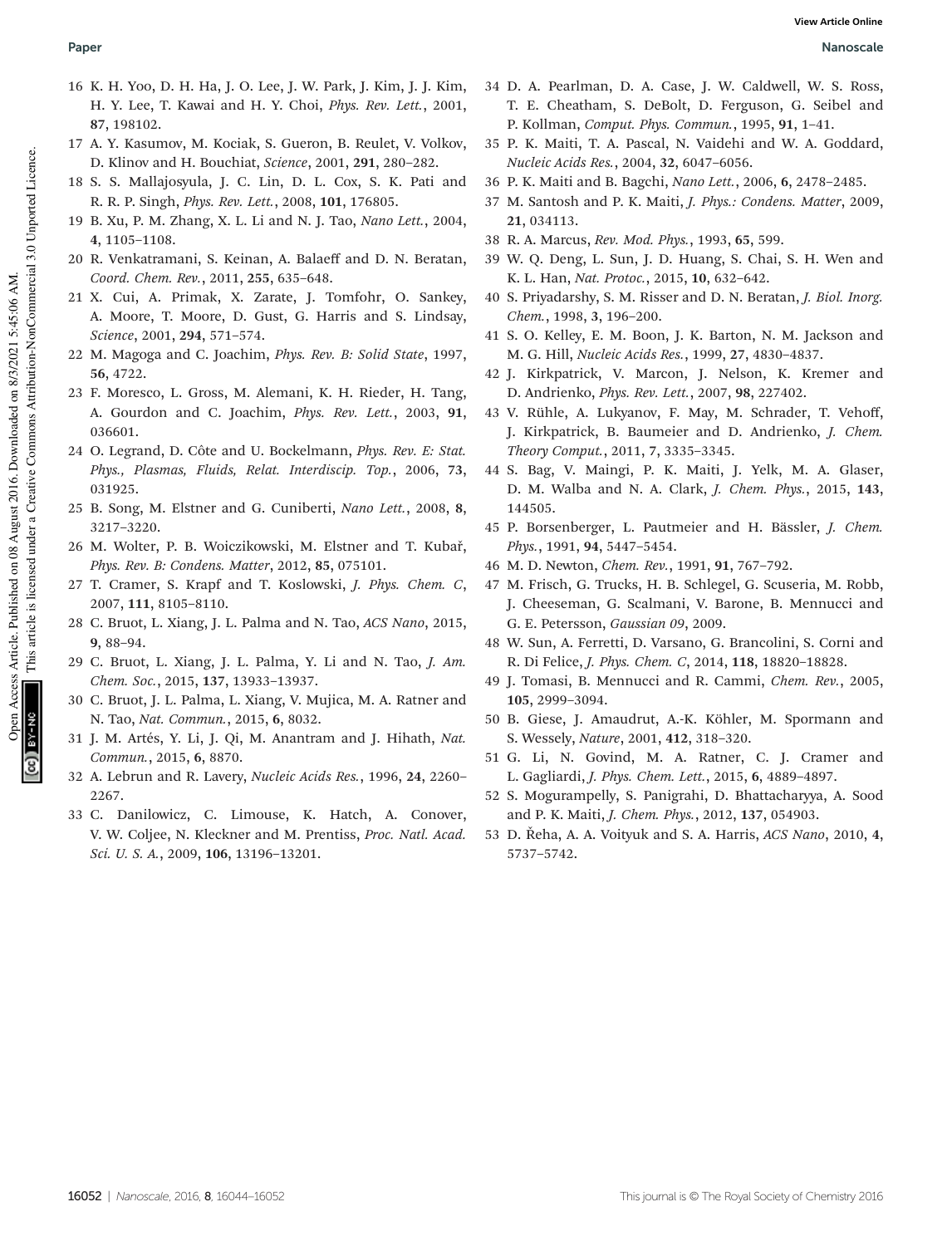16 K. H. Yoo, D. H. Ha, J. O. Lee, J. W. Park, J. Kim, J. J. Kim, H. Y. Lee, T. Kawai and H. Y. Choi, *Phys. Rev. Lett.*, 2001, **87**, 198102.

17 A. Y. Kasumov, M. Kociak, S. Gueron, B. Reulet, V. Volkov, D. Klinov and H. Bouchiat, *Science*, 2001, **291**, 280–282.

18 S. S. Mallajosyula, J. C. Lin, D. L. Cox, S. K. Pati and R. R. P. Singh, *Phys. Rev. Lett.*, 2008, **101**, 176805.

19 B. Xu, P. M. Zhang, X. L. Li and N. J. Tao, *Nano Lett.*, 2004, **4**, 1105–1108.

20 R. Venkatramani, S. Keinan, A. Balaeff and D. N. Beratan, *Coord. Chem. Rev.*, 2011, **255**, 635–648.

21 X. Cui, A. Primak, X. Zarate, J. Tomfohr, O. Sankey, A. Moore, T. Moore, D. Gust, G. Harris and S. Lindsay, *Science*, 2001, **294**, 571–574.

22 M. Magoga and C. Joachim, *Phys. Rev. B: Solid State*, 1997, **56**, 4722.

23 F. Moresco, L. Gross, M. Alemani, K. H. Rieder, H. Tang, A. Gourdon and C. Joachim, *Phys. Rev. Lett.*, 2003, **91**, 036601.

24 O. Legrand, D. Côte and U. Bockelmann, *Phys. Rev. E: Stat. Phys., Plasmas, Fluids, Relat. Interdiscip. Top.*, 2006, **73**, 031925.

25 B. Song, M. Elstner and G. Cuniberti, *Nano Lett.*, 2008, **8**, 3217–3220.

26 M. Wolter, P. B. Woiczikowski, M. Elstner and T. Kubař, *Phys. Rev. B: Condens. Matter*, 2012, **85**, 075101.

27 T. Cramer, S. Krapf and T. Koslowski, *J. Phys. Chem. C*, 2007, **111**, 8105–8110.

28 C. Bruot, L. Xiang, J. L. Palma and N. Tao, *ACS Nano*, 2015, **9**, 88–94.

29 C. Bruot, L. Xiang, J. L. Palma, Y. Li and N. Tao, *J. Am. Chem. Soc.*, 2015, **137**, 13933–13937.

30 C. Bruot, J. L. Palma, L. Xiang, V. Mujica, M. A. Ratner and N. Tao, *Nat. Commun.*, 2015, **6**, 8032.

31 J. M. Artés, Y. Li, J. Qi, M. Anantram and J. Hihath, *Nat. Commun.*, 2015, **6**, 8870.

32 A. Lebrun and R. Lavery, *Nucleic Acids Res.*, 1996, **24**, 2260–2267.

33 C. Danilowicz, C. Limouse, K. Hatch, A. Conover, V. W. Coljee, N. Kleckner and M. Prentiss, *Proc. Natl. Acad. Sci. U. S. A.*, 2009, **106**, 13196–13201.

34 D. A. Pearlman, D. A. Case, J. W. Caldwell, W. S. Ross, T. E. Cheatham, S. DeBolt, D. Ferguson, G. Seibel and P. Kollman, *Comput. Phys. Commun.*, 1995, **91**, 1–41.

35 P. K. Maiti, T. A. Pascal, N. Vaidehi and W. A. Goddard, *Nucleic Acids Res.*, 2004, **32**, 6047–6056.

36 P. K. Maiti and B. Bagchi, *Nano Lett.*, 2006, **6**, 2478–2485.

37 M. Santosh and P. K. Maiti, *J. Phys.: Condens. Matter*, 2009, **21**, 034113.

38 R. A. Marcus, *Rev. Mod. Phys.*, 1993, **65**, 599.

39 W. Q. Deng, L. Sun, J. D. Huang, S. Chai, S. H. Wen and K. L. Han, *Nat. Protoc.*, 2015, **10**, 632–642.

40 S. Priyadarshy, S. M. Risser and D. N. Beratan, *J. Biol. Inorg. Chem.*, 1998, **3**, 196–200.

41 S. O. Kelley, E. M. Boon, J. K. Barton, N. M. Jackson and M. G. Hill, *Nucleic Acids Res.*, 1999, **27**, 4830–4837.

42 J. Kirkpatrick, V. Marcon, J. Nelson, K. Kremer and D. Andrienko, *Phys. Rev. Lett.*, 2007, **98**, 227402.

43 V. Rühle, A. Lukyanov, F. May, M. Schrader, T. Vehoff, J. Kirkpatrick, B. Baumeier and D. Andrienko, *J. Chem. Theory Comput.*, 2011, **7**, 3335–3345.

44 S. Bag, V. Maingi, P. K. Maiti, J. Yelk, M. A. Glaser, D. M. Walba and N. A. Clark, *J. Chem. Phys.*, 2015, **143**, 144505.

45 P. Borsenberger, L. Pautmeier and H. Bässler, *J. Chem. Phys.*, 1991, **94**, 5447–5454.

46 M. D. Newton, *Chem. Rev.*, 1991, **91**, 767–792.

47 M. Frisch, G. Trucks, H. B. Schlegel, G. Scuseria, M. Robb, J. Cheeseman, G. Scalmani, V. Barone, B. Mennucci and G. E. Petersson, *Gaussian 09*, 2009.

48 W. Sun, A. Ferretti, D. Varsano, G. Brancolini, S. Corni and R. Di Felice, *J. Phys. Chem. C*, 2014, **118**, 18820–18828.

49 J. Tomasi, B. Mennucci and R. Cammi, *Chem. Rev.*, 2005, **105**, 2999–3094.

50 B. Giese, J. Amaudrut, A.-K. Köhler, M. Spormann and S. Wessely, *Nature*, 2001, **412**, 318–320.

51 G. Li, N. Govind, M. A. Ratner, C. J. Cramer and L. Gagliardi, *J. Phys. Chem. Lett.*, 2015, **6**, 4889–4897.

52 S. Mogurampelly, S. Panigrahi, D. Bhattacharyya, A. Sood and P. K. Maiti, *J. Chem. Phys.*, 2012, **137**, 054903.

53 D. Řeha, A. A. Voityuk and S. A. Harris, *ACS Nano*, 2010, **4**, 5737–5742.